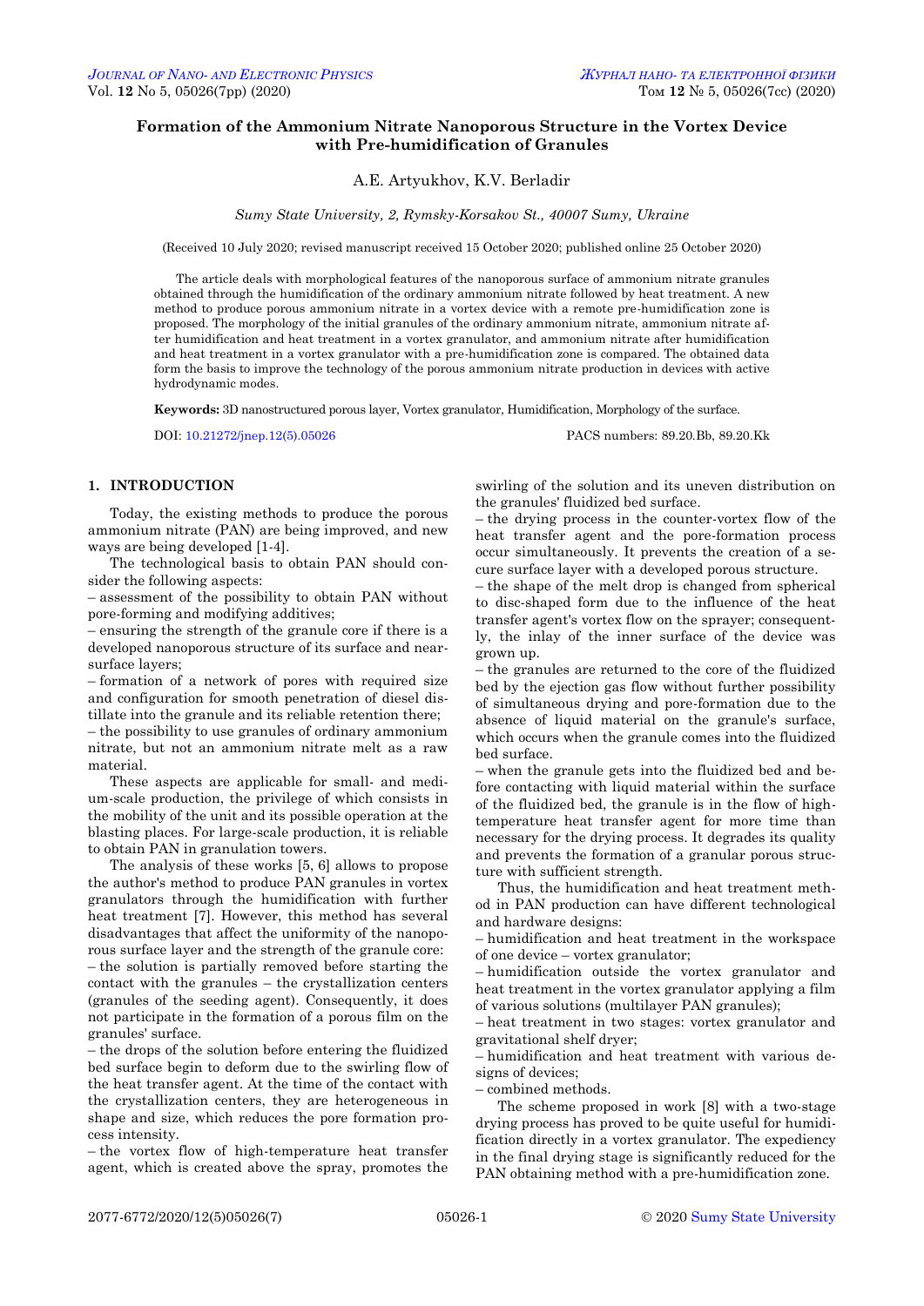# Formation of the Ammonium Nitrate Nanoporous Structure in the Vortex Device with Pre-humidification of Granules

A.E. Artyukhov, K.V. Berladir

*Sumy State University, 2, Rymsky-Korsakov St., 40007 Sumy, Ukraine*

(Received 10 July 2020; revised manuscript received 15 October 2020; published online 25 October 2020)

The article deals with morphological features of the nanoporous surface of ammonium nitrate granules obtained through the humidification of the ordinary ammonium nitrate followed by heat treatment. A new method to produce porous ammonium nitrate in a vortex device with a remote pre-humidification zone is proposed. The morphology of the initial granules of the ordinary ammonium nitrate, ammonium nitrate after humidification and heat treatment in a vortex granulator, and ammonium nitrate after humidification and heat treatment in a vortex granulator with a pre-humidification zone is compared. The obtained data form the basis to improve the technology of the porous ammonium nitrate production in devices with active hydrodynamic modes.

**Keywords:** 3D nanostructured porous layer, Vortex granulator, Humidification, Morphology of the surface.

DOI: 10.21272/jnep.12(5).05026 PACS numbers: 89.20.Bb, 89.20.Kk

## 1. INTRODUCTION

Today, the existing methods to produce the porous ammonium nitrate (PAN) are being improved, and new ways are being developed [1-4].

The technological basis to obtain PAN should consider the following aspects:

– assessment of the possibility to obtain PAN without pore-forming and modifying additives;

– ensuring the strength of the granule core if there is a developed nanoporous structure of its surface and near-surface layers;

– formation of a network of pores with required size and configuration for smooth penetration of diesel distillate into the granule and its reliable retention there;

– the possibility to use granules of ordinary ammonium nitrate, but not an ammonium nitrate melt as a raw material.

These aspects are applicable for small- and medium-scale production, the privilege of which consists in the mobility of the unit and its possible operation at the blasting places. For large-scale production, it is reliable to obtain PAN in granulation towers.

The analysis of these works [5, 6] allows to propose the author's method to produce PAN granules in vortex granulators through the humidification with further heat treatment [7]. However, this method has several disadvantages that affect the uniformity of the nanoporous surface layer and the strength of the granule core:

– the solution is partially removed before starting the contact with the granules – the crystallization centers (granules of the seeding agent). Consequently, it does not participate in the formation of a porous film on the granules' surface.

– the drops of the solution before entering the fluidized bed surface begin to deform due to the swirling flow of the heat transfer agent. At the time of the contact with the crystallization centers, they are heterogeneous in shape and size, which reduces the pore formation process intensity.

– the vortex flow of high-temperature heat transfer agent, which is created above the spray, promotes the swirling of the solution and its uneven distribution on the granules' fluidized bed surface.

– the drying process in the counter-vortex flow of the heat transfer agent and the pore-formation process occur simultaneously. It prevents the creation of a secure surface layer with a developed porous structure.

– the shape of the melt drop is changed from spherical to disc-shaped form due to the influence of the heat transfer agent's vortex flow on the sprayer; consequently, the inlay of the inner surface of the device was grown up.

– the granules are returned to the core of the fluidized bed by the ejection gas flow without further possibility of simultaneous drying and pore-formation due to the absence of liquid material on the granule's surface, which occurs when the granule comes into the fluidized bed surface.

– when the granule gets into the fluidized bed and before contacting with liquid material within the surface of the fluidized bed, the granule is in the flow of high-temperature heat transfer agent for more time than necessary for the drying process. It degrades its quality and prevents the formation of a granular porous structure with sufficient strength.

Thus, the humidification and heat treatment method in PAN production can have different technological and hardware designs:

– humidification and heat treatment in the workspace of one device – vortex granulator;

– humidification outside the vortex granulator and heat treatment in the vortex granulator applying a film of various solutions (multilayer PAN granules);

– heat treatment in two stages: vortex granulator and gravitational shelf dryer;

– humidification and heat treatment with various designs of devices;

– combined methods.

The scheme proposed in work [8] with a two-stage drying process has proved to be quite useful for humidification directly in a vortex granulator. The expediency in the final drying stage is significantly reduced for the PAN obtaining method with a pre-humidification zone.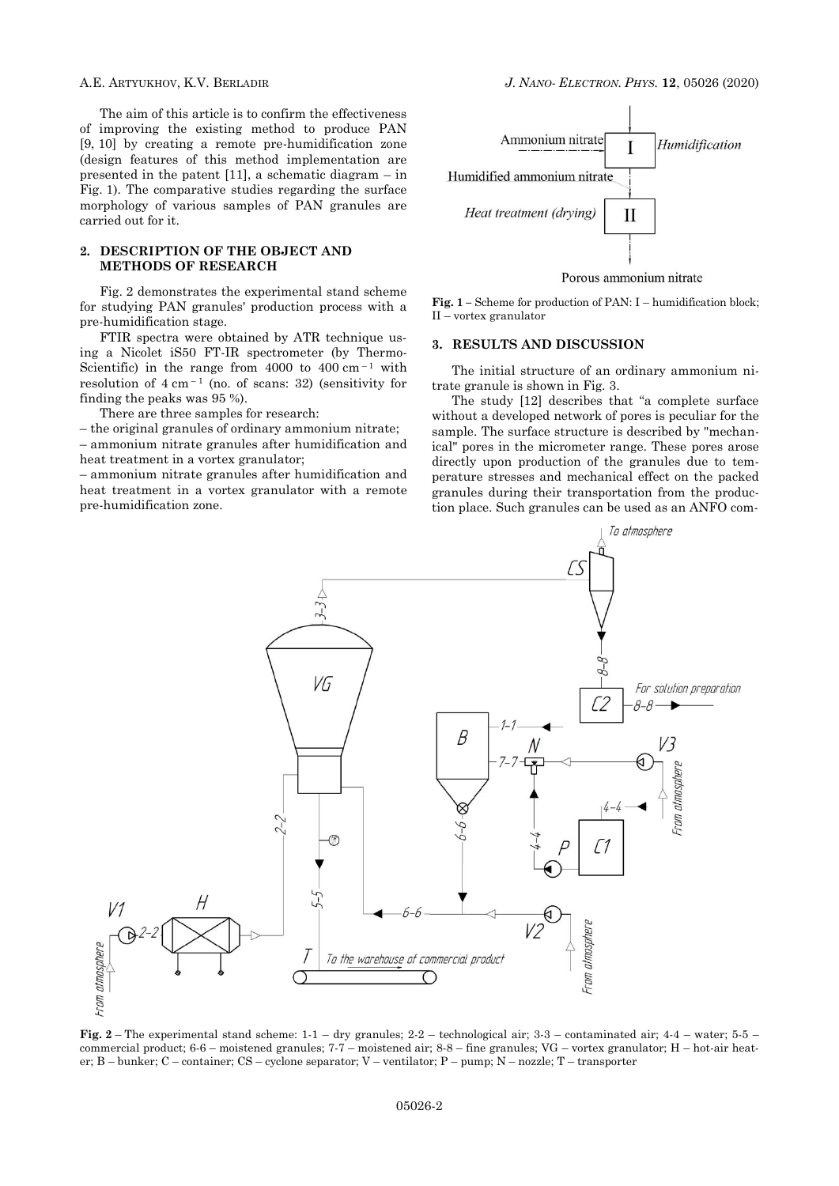The aim of this article is to confirm the effectiveness of improving the existing method to produce PAN [9, 10] by creating a remote pre-humidification zone (design features of this method implementation are presented in the patent [11], a schematic diagram – in Fig. 1). The comparative studies regarding the surface morphology of various samples of PAN granules are carried out for it.

## 2. DESCRIPTION OF THE OBJECT AND METHODS OF RESEARCH

Fig. 2 demonstrates the experimental stand scheme for studying PAN granules' production process with a pre-humidification stage.

FTIR spectra were obtained by ATR technique using a Nicolet iS50 FT-IR spectrometer (by Thermo-Scientific) in the range from 4000 to 400 $cm^{-1}$ with resolution of 4 $cm^{-1}$ (no. of scans: 32) (sensitivity for finding the peaks was 95 %).

There are three samples for research:

– the original granules of ordinary ammonium nitrate;
– ammonium nitrate granules after humidification and heat treatment in a vortex granulator;
– ammonium nitrate granules after humidification and heat treatment in a vortex granulator with a remote pre-humidification zone.

**Fig. 1** – Scheme for production of PAN: I – humidification block; II – vortex granulator

## 3. RESULTS AND DISCUSSION

The initial structure of an ordinary ammonium nitrate granule is shown in Fig. 3.

The study [12] describes that "a complete surface without a developed network of pores is peculiar for the sample. The surface structure is described by "mechanical" pores in the micrometer range. These pores arose directly upon production of the granules due to temperature stresses and mechanical effect on the packed granules during their transportation from the production place. Such granules can be used as an ANFO com-

**Fig. 2** – The experimental stand scheme: 1-1 – dry granules; 2-2 – technological air; 3-3 – contaminated air; 4-4 – water; 5-5 – commercial product; 6-6 – moistened granules; 7-7 – moistened air; 8-8 – fine granules; VG – vortex granulator; H – hot-air heater; B – bunker; C – container; CS – cyclone separator; V – ventilator; P – pump; N – nozzle; T – transporter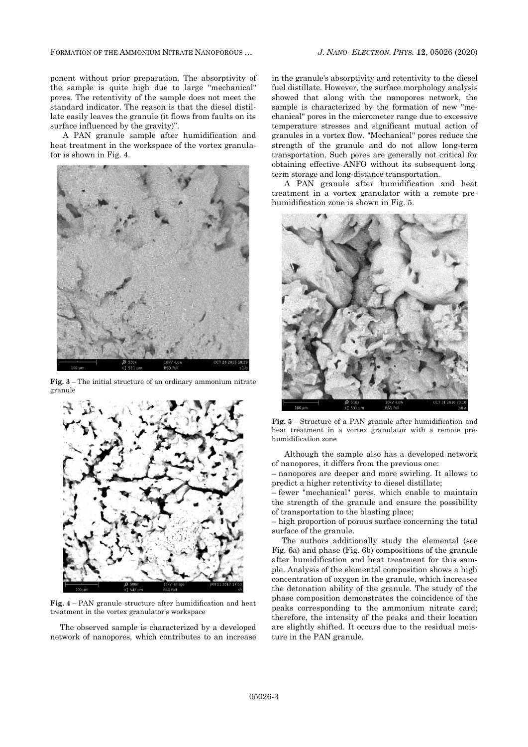ponent without prior preparation. The absorptivity of the sample is quite high due to large "mechanical" pores. The retentivity of the sample does not meet the standard indicator. The reason is that the diesel distillate easily leaves the granule (it flows from faults on its surface influenced by the gravity)".

A PAN granule sample after humidification and heat treatment in the workspace of the vortex granulator is shown in Fig. 4.

**Fig. 3** – The initial structure of an ordinary ammonium nitrate granule

**Fig. 4** – PAN granule structure after humidification and heat treatment in the vortex granulator's workspace

The observed sample is characterized by a developed network of nanopores, which contributes to an increase in the granule's absorptivity and retentivity to the diesel fuel distillate. However, the surface morphology analysis showed that along with the nanopores network, the sample is characterized by the formation of new "mechanical" pores in the micrometer range due to excessive temperature stresses and significant mutual action of granules in a vortex flow. "Mechanical" pores reduce the strength of the granule and do not allow long-term transportation. Such pores are generally not critical for obtaining effective ANFO without its subsequent long-term storage and long-distance transportation.

A PAN granule after humidification and heat treatment in a vortex granulator with a remote pre-humidification zone is shown in Fig. 5.

**Fig. 5** – Structure of a PAN granule after humidification and heat treatment in a vortex granulator with a remote pre-humidification zone

Although the sample also has a developed network of nanopores, it differs from the previous one:

– nanopores are deeper and more swirling. It allows to predict a higher retentivity to diesel distillate;

– fewer "mechanical" pores, which enable to maintain the strength of the granule and ensure the possibility of transportation to the blasting place;

– high proportion of porous surface concerning the total surface of the granule.

The authors additionally study the elemental (see Fig. 6a) and phase (Fig. 6b) compositions of the granule after humidification and heat treatment for this sample. Analysis of the elemental composition shows a high concentration of oxygen in the granule, which increases the detonation ability of the granule. The study of the phase composition demonstrates the coincidence of the peaks corresponding to the ammonium nitrate card; therefore, the intensity of the peaks and their location are slightly shifted. It occurs due to the residual moisture in the PAN granule.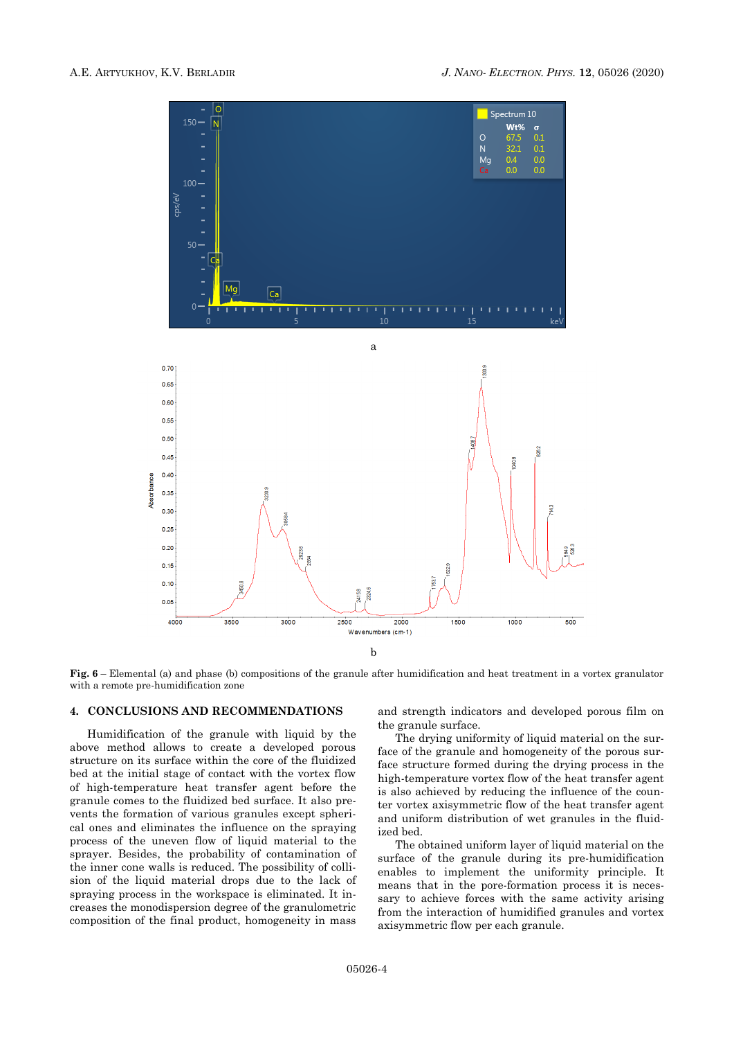a

b

**Fig. 6** – Elemental (a) and phase (b) compositions of the granule after humidification and heat treatment in a vortex granulator with a remote pre-humidification zone

## 4. CONCLUSIONS AND RECOMMENDATIONS

Humidification of the granule with liquid by the above method allows to create a developed porous structure on its surface within the core of the fluidized bed at the initial stage of contact with the vortex flow of high-temperature heat transfer agent before the granule comes to the fluidized bed surface. It also prevents the formation of various granules except spherical ones and eliminates the influence on the spraying process of the uneven flow of liquid material to the sprayer. Besides, the probability of contamination of the inner cone walls is reduced. The possibility of collision of the liquid material drops due to the lack of spraying process in the workspace is eliminated. It increases the monodispersion degree of the granulometric composition of the final product, homogeneity in mass and strength indicators and developed porous film on the granule surface.

The drying uniformity of liquid material on the surface of the granule and homogeneity of the porous surface structure formed during the drying process in the high-temperature vortex flow of the heat transfer agent is also achieved by reducing the influence of the counter vortex axisymmetric flow of the heat transfer agent and uniform distribution of wet granules in the fluidized bed.

The obtained uniform layer of liquid material on the surface of the granule during its pre-humidification enables to implement the uniformity principle. It means that in the pore-formation process it is necessary to achieve forces with the same activity arising from the interaction of humidified granules and vortex axisymmetric flow per each granule.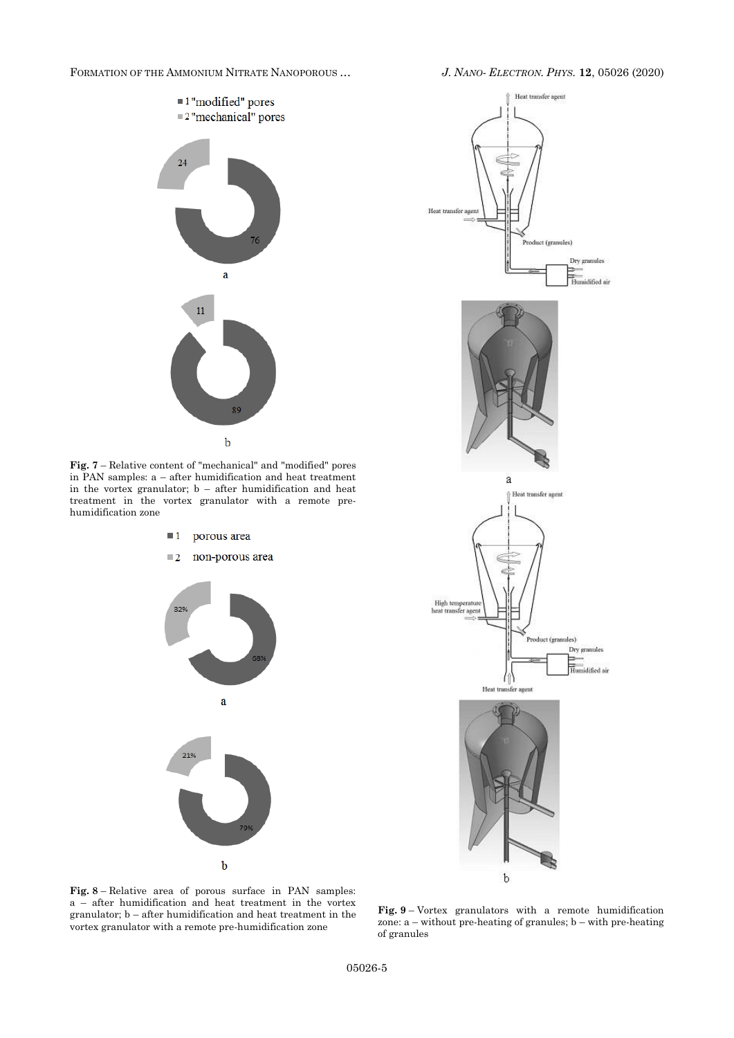**Fig. 7** – Relative content of "mechanical" and "modified" pores in PAN samples: a – after humidification and heat treatment in the vortex granulator; b – after humidification and heat treatment in the vortex granulator with a remote pre-humidification zone

**Fig. 8** – Relative area of porous surface in PAN samples: a – after humidification and heat treatment in the vortex granulator; b – after humidification and heat treatment in the vortex granulator with a remote pre-humidification zone

**Fig. 9** – Vortex granulators with a remote humidification zone: a – without pre-heating of granules; b – with pre-heating of granules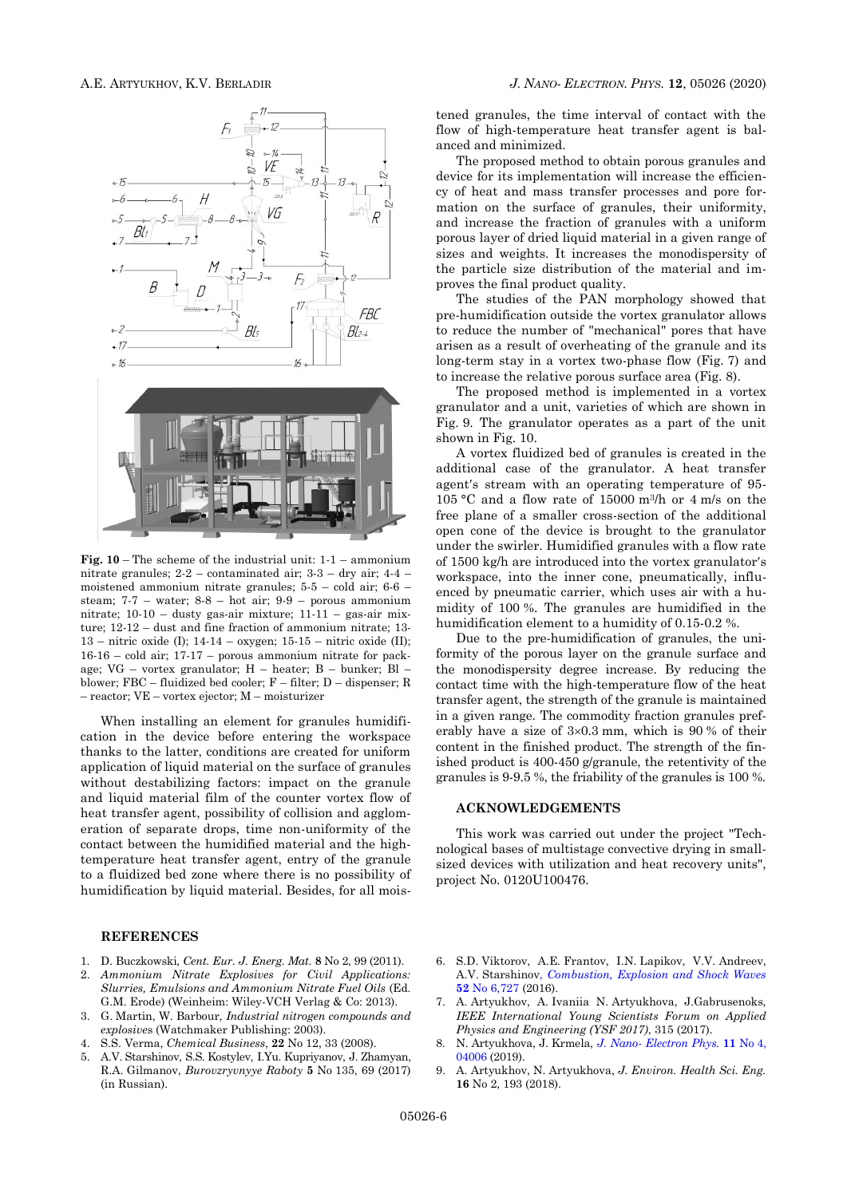**Fig. 10** – The scheme of the industrial unit: 1-1 – ammonium nitrate granules; 2-2 – contaminated air; 3-3 – dry air; 4-4 – moistened ammonium nitrate granules; 5-5 – cold air; 6-6 – steam; 7-7 – water; 8-8 – hot air; 9-9 – porous ammonium nitrate; 10-10 – dusty gas-air mixture; 11-11 – gas-air mixture; 12-12 – dust and fine fraction of ammonium nitrate; 13-13 – nitric oxide (I); 14-14 – oxygen; 15-15 – nitric oxide (II); 16-16 – cold air; 17-17 – porous ammonium nitrate for package; VG – vortex granulator; H – heater; B – bunker; Bl – blower; FBC – fluidized bed cooler; F – filter; D – dispenser; R – reactor; VE – vortex ejector; M – moisturizer

When installing an element for granules humidification in the device before entering the workspace thanks to the latter, conditions are created for uniform application of liquid material on the surface of granules without destabilizing factors: impact on the granule and liquid material film of the counter vortex flow of heat transfer agent, possibility of collision and agglomeration of separate drops, time non-uniformity of the contact between the humidified material and the high-temperature heat transfer agent, entry of the granule to a fluidized bed zone where there is no possibility of humidification by liquid material. Besides, for all moistened granules, the time interval of contact with the flow of high-temperature heat transfer agent is balanced and minimized.

The proposed method to obtain porous granules and device for its implementation will increase the efficiency of heat and mass transfer processes and pore formation on the surface of granules, their uniformity, and increase the fraction of granules with a uniform porous layer of dried liquid material in a given range of sizes and weights. It increases the monodispersity of the particle size distribution of the material and improves the final product quality.

The studies of the PAN morphology showed that pre-humidification outside the vortex granulator allows to reduce the number of "mechanical" pores that have arisen as a result of overheating of the granule and its long-term stay in a vortex two-phase flow (Fig. 7) and to increase the relative porous surface area (Fig. 8).

The proposed method is implemented in a vortex granulator and a unit, varieties of which are shown in Fig. 9. The granulator operates as a part of the unit shown in Fig. 10.

A vortex fluidized bed of granules is created in the additional case of the granulator. A heat transfer agent's stream with an operating temperature of 95-105 °C and a flow rate of 15000 m³/h or 4 m/s on the free plane of a smaller cross-section of the additional open cone of the device is brought to the granulator under the swirler. Humidified granules with a flow rate of 1500 kg/h are introduced into the vortex granulator's workspace, into the inner cone, pneumatically, influenced by pneumatic carrier, which uses air with a humidity of 100 %. The granules are humidified in the humidification element to a humidity of 0.15-0.2 %.

Due to the pre-humidification of granules, the uniformity of the porous layer on the granule surface and the monodispersity degree increase. By reducing the contact time with the high-temperature flow of the heat transfer agent, the strength of the granule is maintained in a given range. The commodity fraction granules preferably have a size of 3×0.3 mm, which is 90 % of their content in the finished product. The strength of the finished product is 400-450 g/granule, the retentivity of the granules is 9-9.5 %, the friability of the granules is 100 %.

## ACKNOWLEDGEMENTS

This work was carried out under the project "Technological bases of multistage convective drying in small-sized devices with utilization and heat recovery units", project No. 0120U100476.

## REFERENCES

1. D. Buczkowski, *Cent. Eur. J. Energ. Mat.* **8** No 2, 99 (2011).
2. *Ammonium Nitrate Explosives for Civil Applications: Slurries, Emulsions and Ammonium Nitrate Fuel Oils* (Ed. G.M. Erode) (Weinheim: Wiley-VCH Verlag & Co: 2013).
3. G. Martin, W. Barbour, *Industrial nitrogen compounds and explosives* (Watchmaker Publishing: 2003).
4. S.S. Verma, *Chemical Business*, **22** No 12, 33 (2008).
5. A.V. Starshinov, S.S. Kostylev, I.Yu. Kupriyanov, J. Zhamyan, R.A. Gilmanov, *Burovzryvnyye Raboty* **5** No 135, 69 (2017) (in Russian).
6. S.D. Viktorov, A.E. Frantov, I.N. Lapikov, V.V. Andreev, A.V. Starshinov, *Combustion, Explosion and Shock Waves* **52** No 6,727 (2016).
7. A. Artyukhov, A. Ivaniia N. Artyukhova, J.Gabrusenoks, *IEEE International Young Scientists Forum on Applied Physics and Engineering (YSF 2017)*, 315 (2017).
8. N. Artyukhova, J. Krmela, *J. Nano- Electron Phys.* **11** No 4, 04006 (2019).
9. A. Artyukhov, N. Artyukhova, *J. Environ. Health Sci. Eng.* **16** No 2, 193 (2018).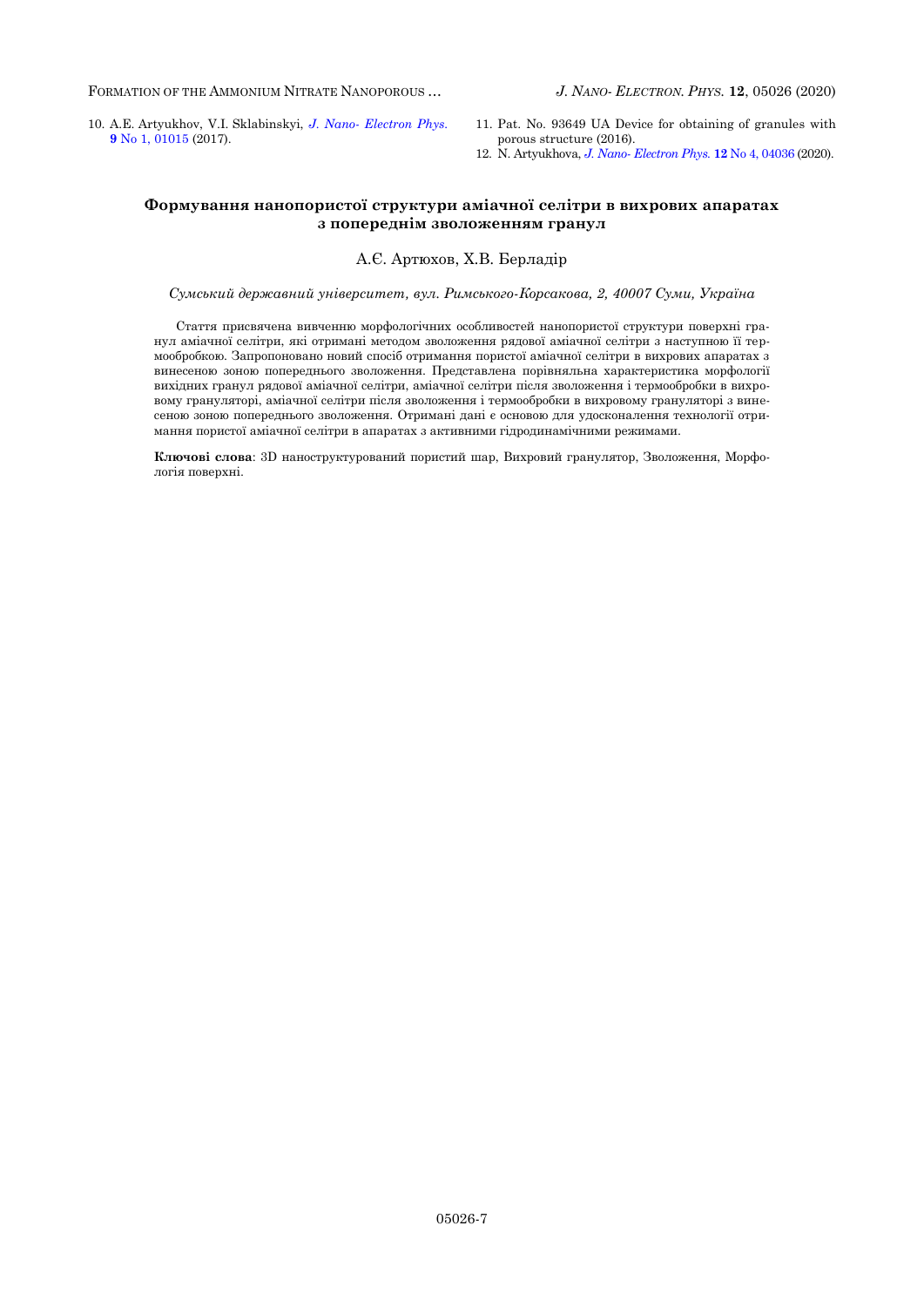10. A.E. Artyukhov, V.I. Sklabinskyi, *J. Nano- Electron Phys.* **9** No 1, 01015 (2017).
11. Pat. No. 93649 UA Device for obtaining of granules with porous structure (2016).
12. N. Artyukhova, *J. Nano- Electron Phys.* **12** No 4, 04036 (2020).

## Формування нанопористої структури аміачної селітри в вихрових апаратах з попереднім зволоженням гранул

А.Є. Артюхов, Х.В. Берладір

*Сумський державний університет, вул. Римського-Корсакова, 2, 40007 Суми, Україна*

Стаття присвячена вивченню морфологічних особливостей нанопористої структури поверхні гранул аміачної селітри, які отримані методом зволоження рядової аміачної селітри з наступною її термообробкою. Запропоновано новий спосіб отримання пористої аміачної селітри в вихрових апаратах з винесеною зоною попереднього зволоження. Представлена порівняльна характеристика морфології вихідних гранул рядової аміачної селітри, аміачної селітри після зволоження і термообробки в вихровому грануляторі, аміачної селітри після зволоження і термообробки в вихровому грануляторі з винесеною зоною попереднього зволоження. Отримані дані є основою для удосконалення технології отримання пористої аміачної селітри в апаратах з активними гідродинамічними режимами.

**Ключові слова**: 3D наноструктурований пористий шар, Вихровий гранулятор, Зволоження, Морфологія поверхні.